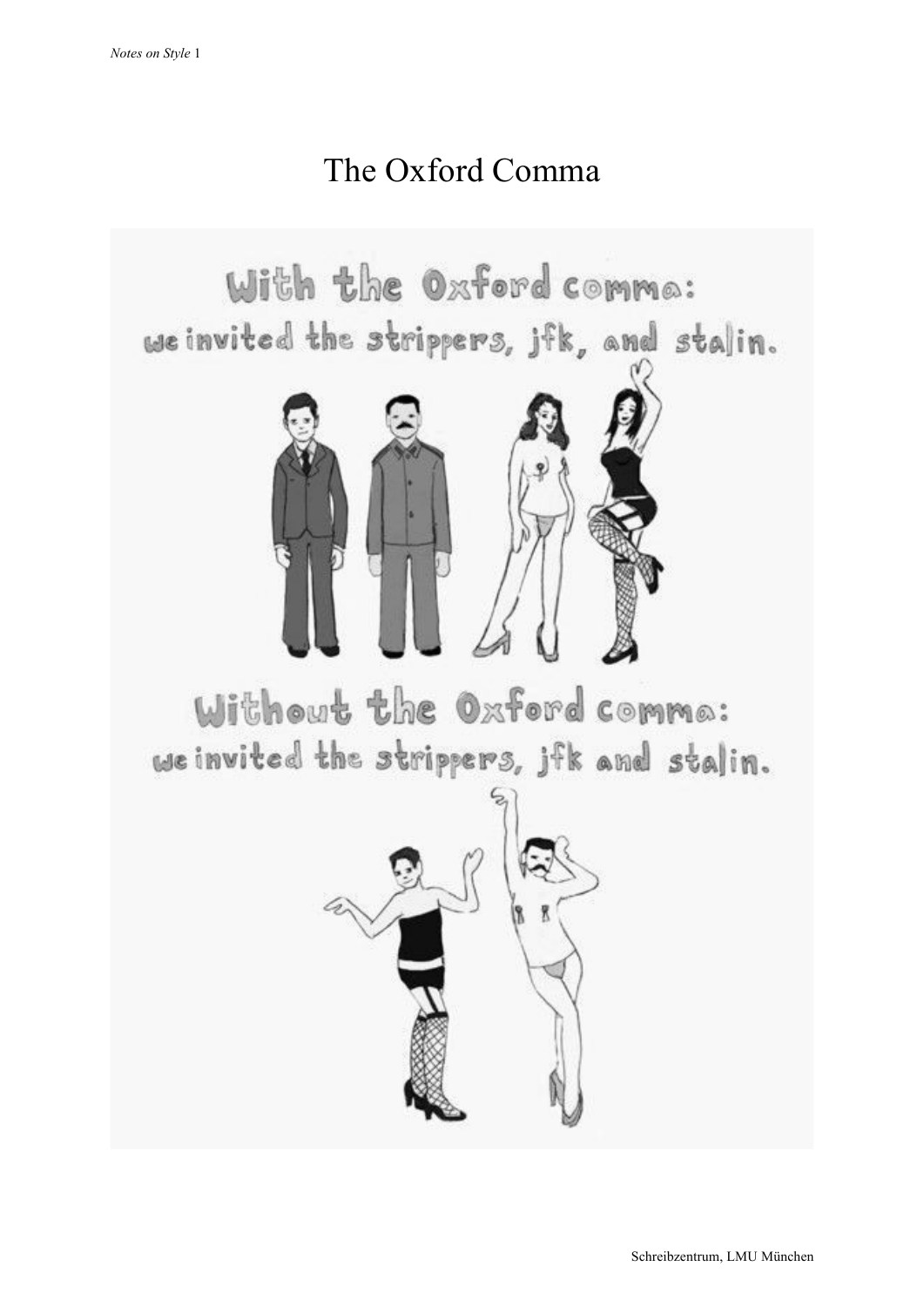# The Oxford Comma

With the Oxford comma:
we invited the strippers, jfk, and stalin.

Without the Oxford comma:
we invited the strippers, jfk and stalin.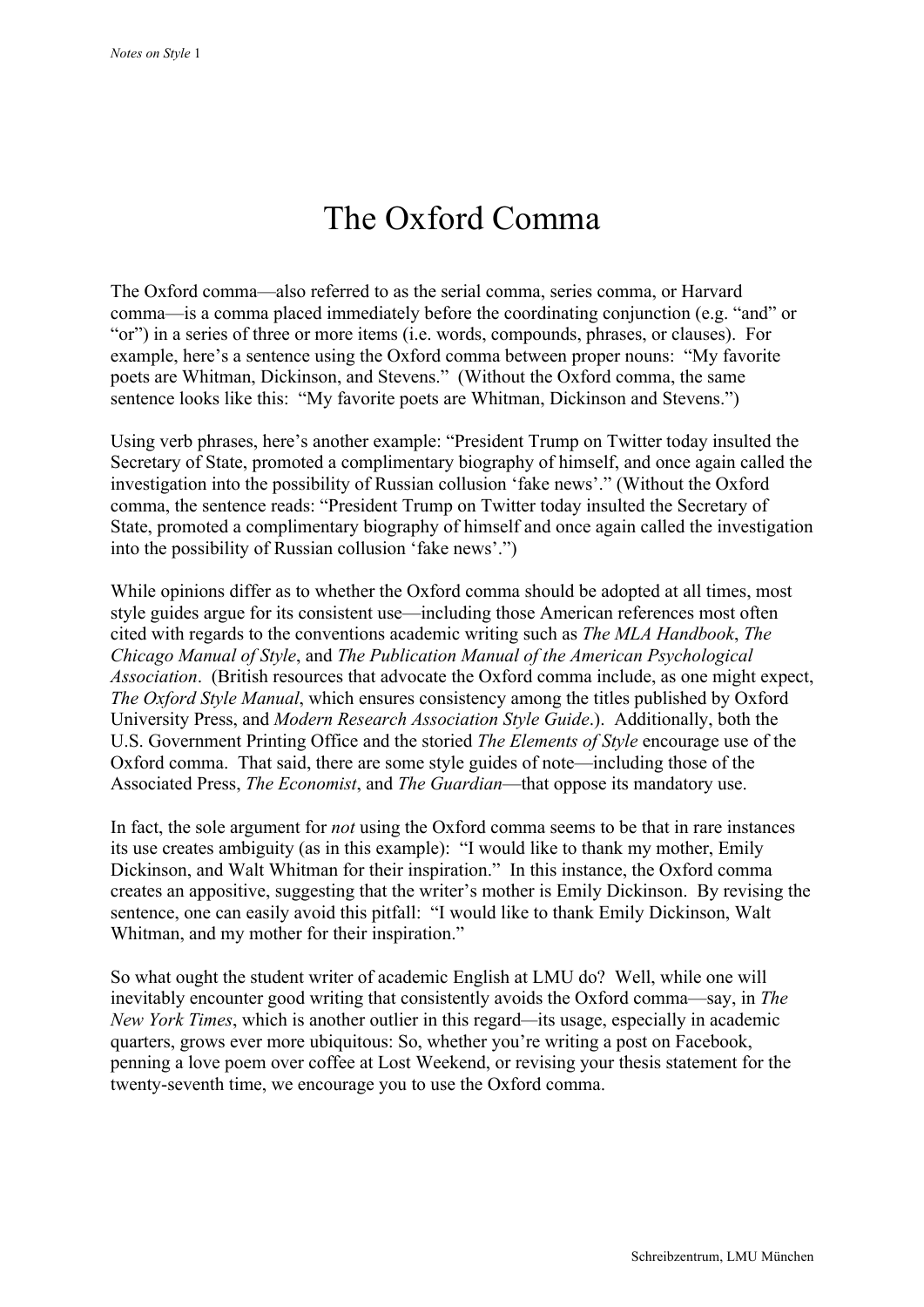# The Oxford Comma

The Oxford comma—also referred to as the serial comma, series comma, or Harvard comma—is a comma placed immediately before the coordinating conjunction (e.g. "and" or "or") in a series of three or more items (i.e. words, compounds, phrases, or clauses). For example, here's a sentence using the Oxford comma between proper nouns: "My favorite poets are Whitman, Dickinson, and Stevens." (Without the Oxford comma, the same sentence looks like this: "My favorite poets are Whitman, Dickinson and Stevens.")

Using verb phrases, here's another example: "President Trump on Twitter today insulted the Secretary of State, promoted a complimentary biography of himself, and once again called the investigation into the possibility of Russian collusion 'fake news'." (Without the Oxford comma, the sentence reads: "President Trump on Twitter today insulted the Secretary of State, promoted a complimentary biography of himself and once again called the investigation into the possibility of Russian collusion 'fake news'.")

While opinions differ as to whether the Oxford comma should be adopted at all times, most style guides argue for its consistent use—including those American references most often cited with regards to the conventions academic writing such as *The MLA Handbook*, *The Chicago Manual of Style*, and *The Publication Manual of the American Psychological Association*. (British resources that advocate the Oxford comma include, as one might expect, *The Oxford Style Manual*, which ensures consistency among the titles published by Oxford University Press, and *Modern Research Association Style Guide*.). Additionally, both the U.S. Government Printing Office and the storied *The Elements of Style* encourage use of the Oxford comma. That said, there are some style guides of note—including those of the Associated Press, *The Economist*, and *The Guardian*—that oppose its mandatory use.

In fact, the sole argument for *not* using the Oxford comma seems to be that in rare instances its use creates ambiguity (as in this example): "I would like to thank my mother, Emily Dickinson, and Walt Whitman for their inspiration." In this instance, the Oxford comma creates an appositive, suggesting that the writer's mother is Emily Dickinson. By revising the sentence, one can easily avoid this pitfall: "I would like to thank Emily Dickinson, Walt Whitman, and my mother for their inspiration."

So what ought the student writer of academic English at LMU do? Well, while one will inevitably encounter good writing that consistently avoids the Oxford comma—say, in *The New York Times*, which is another outlier in this regard—its usage, especially in academic quarters, grows ever more ubiquitous: So, whether you're writing a post on Facebook, penning a love poem over coffee at Lost Weekend, or revising your thesis statement for the twenty-seventh time, we encourage you to use the Oxford comma.